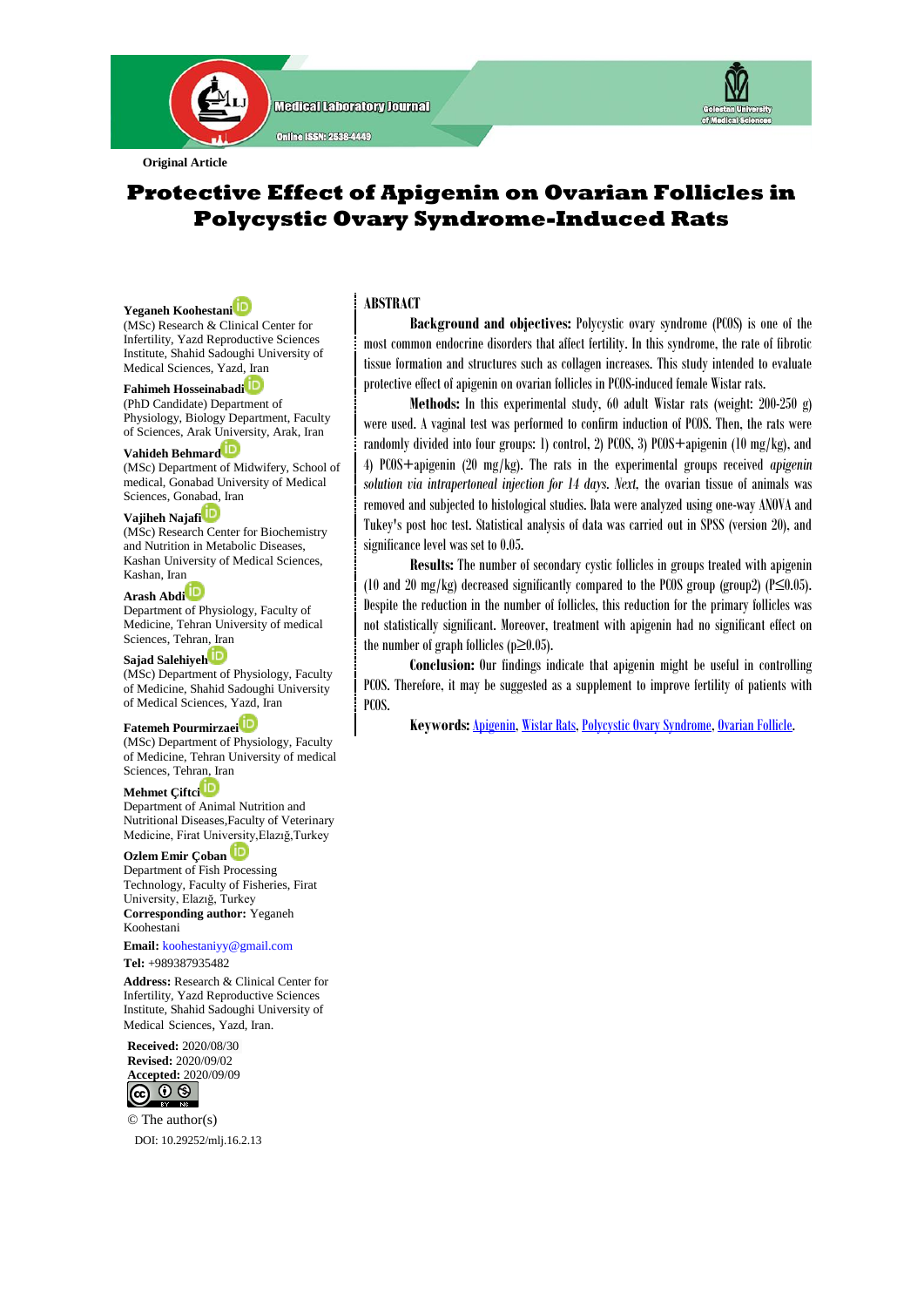Original Article

# Protective Effect of Apigenin on Ovarian Follicles in Polycystic Ovary Syndrome-Induced Rats

**Yeganeh Koohestani**
(MSc) Research & Clinical Center for Infertility, Yazd Reproductive Sciences Institute, Shahid Sadoughi University of Medical Sciences, Yazd, Iran

**Fahimeh Hosseinabadi**
(PhD Candidate) Department of Physiology, Biology Department, Faculty of Sciences, Arak University, Arak, Iran

**Vahideh Behmard**
(MSc) Department of Midwifery, School of medical, Gonabad University of Medical Sciences, Gonabad, Iran

**Vajiheh Najafi**
(MSc) Research Center for Biochemistry and Nutrition in Metabolic Diseases, Kashan University of Medical Sciences, Kashan, Iran

**Arash Abdi**
Department of Physiology, Faculty of Medicine, Tehran University of medical Sciences, Tehran, Iran

**Sajad Salehiyeh**
(MSc) Department of Physiology, Faculty of Medicine, Shahid Sadoughi University of Medical Sciences, Yazd, Iran

**Fatemeh Pourmirzaei**
(MSc) Department of Physiology, Faculty of Medicine, Tehran University of medical Sciences, Tehran, Iran

**Mehmet Çiftci**
Department of Animal Nutrition and Nutritional Diseases,Faculty of Veterinary Medicine, Firat University,Elazığ,Turkey

**Ozlem Emir Çoban**
Department of Fish Processing Technology, Faculty of Fisheries, Firat University, Elazığ, Turkey

**Corresponding author:** Yeganeh Koohestani

**Email:** koohestaniyy@gmail.com

**Tel:** +989387935482

**Address:** Research & Clinical Center for Infertility, Yazd Reproductive Sciences Institute, Shahid Sadoughi University of Medical Sciences, Yazd, Iran.

**Received:** 2020/08/30
**Revised:** 2020/09/02
**Accepted:** 2020/09/09

© The author(s)

DOI: 10.29252/mlj.16.2.13

## ABSTRACT

**Background and objectives:** Polycystic ovary syndrome (PCOS) is one of the most common endocrine disorders that affect fertility. In this syndrome, the rate of fibrotic tissue formation and structures such as collagen increases. This study intended to evaluate protective effect of apigenin on ovarian follicles in PCOS-induced female Wistar rats.

**Methods:** In this experimental study, 60 adult Wistar rats (weight: 200-250 g) were used. A vaginal test was performed to confirm induction of PCOS. Then, the rats were randomly divided into four groups: 1) control, 2) PCOS, 3) PCOS+apigenin (10 mg/kg), and 4) PCOS+apigenin (20 mg/kg). The rats in the experimental groups received *apigenin solution via intraperitoneal injection for 14 days. Next,* the ovarian tissue of animals was removed and subjected to histological studies. Data were analyzed using one-way ANOVA and Tukey's post hoc test. Statistical analysis of data was carried out in SPSS (version 20), and significance level was set to 0.05.

**Results:** The number of secondary cystic follicles in groups treated with apigenin (10 and 20 mg/kg) decreased significantly compared to the PCOS group (group2) ($P \leq 0.05$). Despite the reduction in the number of follicles, this reduction for the primary follicles was not statistically significant. Moreover, treatment with apigenin had no significant effect on the number of graph follicles ($p \geq 0.05$).

**Conclusion:** Our findings indicate that apigenin might be useful in controlling PCOS. Therefore, it may be suggested as a supplement to improve fertility of patients with PCOS.

**Keywords:** Apigenin, Wistar Rats, Polycystic Ovary Syndrome, Ovarian Follicle.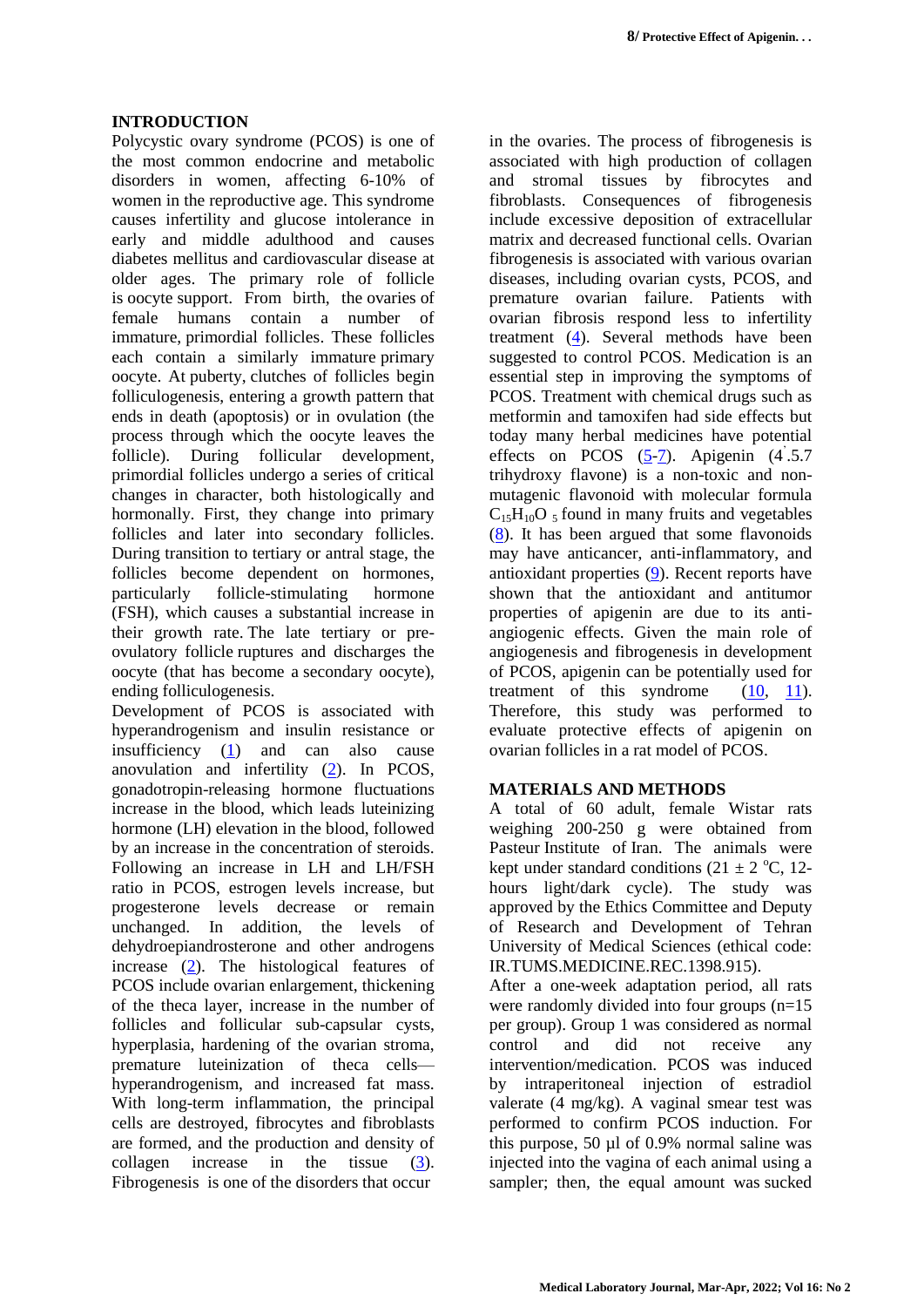## INTRODUCTION

Polycystic ovary syndrome (PCOS) is one of the most common endocrine and metabolic disorders in women, affecting 6-10% of women in the reproductive age. This syndrome causes infertility and glucose intolerance in early and middle adulthood and causes diabetes mellitus and cardiovascular disease at older ages. The primary role of follicle is oocyte support. From birth, the ovaries of female humans contain a number of immature, primordial follicles. These follicles each contain a similarly immature primary oocyte. At puberty, clutches of follicles begin folliculogenesis, entering a growth pattern that ends in death (apoptosis) or in ovulation (the process through which the oocyte leaves the follicle). During follicular development, primordial follicles undergo a series of critical changes in character, both histologically and hormonally. First, they change into primary follicles and later into secondary follicles. During transition to tertiary or antral stage, the follicles become dependent on hormones, particularly follicle-stimulating hormone (FSH), which causes a substantial increase in their growth rate. The late tertiary or pre-ovulatory follicle ruptures and discharges the oocyte (that has become a secondary oocyte), ending folliculogenesis.

Development of PCOS is associated with hyperandrogenism and insulin resistance or insufficiency (1) and can also cause anovulation and infertility (2). In PCOS, gonadotropin-releasing hormone fluctuations increase in the blood, which leads luteinizing hormone (LH) elevation in the blood, followed by an increase in the concentration of steroids. Following an increase in LH and LH/FSH ratio in PCOS, estrogen levels increase, but progesterone levels decrease or remain unchanged. In addition, the levels of dehydroepiandrosterone and other androgens increase (2). The histological features of PCOS include ovarian enlargement, thickening of the theca layer, increase in the number of follicles and follicular sub-capsular cysts, hyperplasia, hardening of the ovarian stroma, premature luteinization of theca cells—hyperandrogenism, and increased fat mass. With long-term inflammation, the principal cells are destroyed, fibrocytes and fibroblasts are formed, and the production and density of collagen increase in the tissue (3). Fibrogenesis is one of the disorders that occur in the ovaries. The process of fibrogenesis is associated with high production of collagen and stromal tissues by fibrocytes and fibroblasts. Consequences of fibrogenesis include excessive deposition of extracellular matrix and decreased functional cells. Ovarian fibrogenesis is associated with various ovarian diseases, including ovarian cysts, PCOS, and premature ovarian failure. Patients with ovarian fibrosis respond less to infertility treatment (4). Several methods have been suggested to control PCOS. Medication is an essential step in improving the symptoms of PCOS. Treatment with chemical drugs such as metformin and tamoxifen had side effects but today many herbal medicines have potential effects on PCOS (5-7). Apigenin (4'.5.7 trihydroxy flavone) is a non-toxic and non-mutagenic flavonoid with molecular formula $C_{15}H_{10}O_5$ found in many fruits and vegetables (8). It has been argued that some flavonoids may have anticancer, anti-inflammatory, and antioxidant properties (9). Recent reports have shown that the antioxidant and antitumor properties of apigenin are due to its anti-angiogenic effects. Given the main role of angiogenesis and fibrogenesis in development of PCOS, apigenin can be potentially used for treatment of this syndrome (10, 11). Therefore, this study was performed to evaluate protective effects of apigenin on ovarian follicles in a rat model of PCOS.

## MATERIALS AND METHODS

A total of 60 adult, female Wistar rats weighing 200-250 g were obtained from Pasteur Institute of Iran. The animals were kept under standard conditions ($21 \pm 2$ °C, 12-hours light/dark cycle). The study was approved by the Ethics Committee and Deputy of Research and Development of Tehran University of Medical Sciences (ethical code: IR.TUMS.MEDICINE.REC.1398.915).

After a one-week adaptation period, all rats were randomly divided into four groups (n=15 per group). Group 1 was considered as normal control and did not receive any intervention/medication. PCOS was induced by intraperitoneal injection of estradiol valerate (4 mg/kg). A vaginal smear test was performed to confirm PCOS induction. For this purpose, 50 µl of 0.9% normal saline was injected into the vagina of each animal using a sampler; then, the equal amount was sucked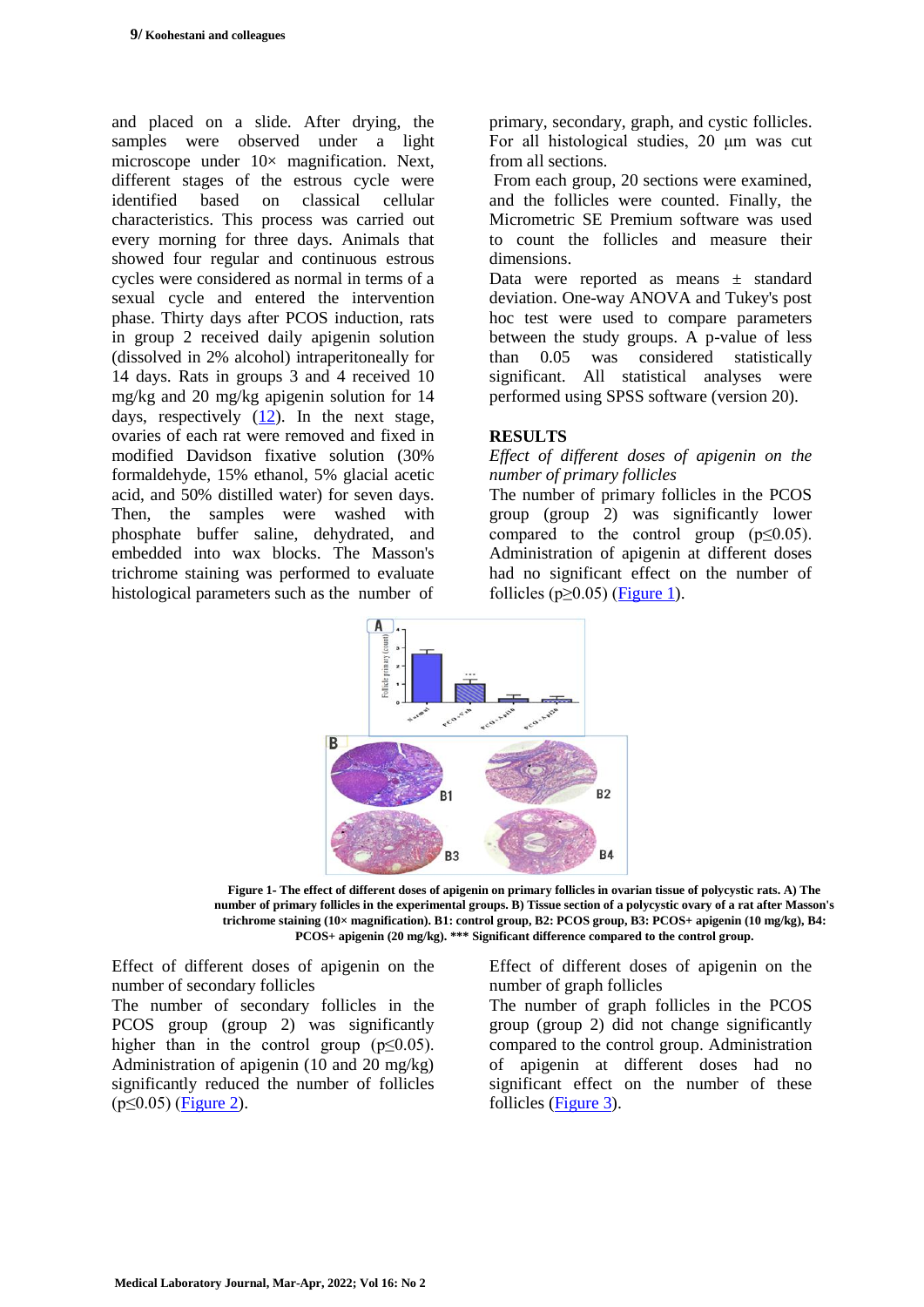and placed on a slide. After drying, the samples were observed under a light microscope under 10× magnification. Next, different stages of the estrous cycle were identified based on classical cellular characteristics. This process was carried out every morning for three days. Animals that showed four regular and continuous estrous cycles were considered as normal in terms of a sexual cycle and entered the intervention phase. Thirty days after PCOS induction, rats in group 2 received daily apigenin solution (dissolved in 2% alcohol) intraperitoneally for 14 days. Rats in groups 3 and 4 received 10 mg/kg and 20 mg/kg apigenin solution for 14 days, respectively (12). In the next stage, ovaries of each rat were removed and fixed in modified Davidson fixative solution (30% formaldehyde, 15% ethanol, 5% glacial acetic acid, and 50% distilled water) for seven days. Then, the samples were washed with phosphate buffer saline, dehydrated, and embedded into wax blocks. The Masson's trichrome staining was performed to evaluate histological parameters such as the number of primary, secondary, graph, and cystic follicles. For all histological studies, 20 µm was cut from all sections.

From each group, 20 sections were examined, and the follicles were counted. Finally, the Micrometric SE Premium software was used to count the follicles and measure their dimensions.

Data were reported as means ± standard deviation. One-way ANOVA and Tukey's post hoc test were used to compare parameters between the study groups. A p-value of less than 0.05 was considered statistically significant. All statistical analyses were performed using SPSS software (version 20).

## RESULTS

*Effect of different doses of apigenin on the number of primary follicles*

The number of primary follicles in the PCOS group (group 2) was significantly lower compared to the control group ($p \leq 0.05$). Administration of apigenin at different doses had no significant effect on the number of follicles ($p \geq 0.05$) (Figure 1).

**Figure 1- The effect of different doses of apigenin on primary follicles in ovarian tissue of polycystic rats. A) The number of primary follicles in the experimental groups. B) Tissue section of a polycystic ovary of a rat after Masson's trichrome staining (10× magnification). B1: control group, B2: PCOS group, B3: PCOS+ apigenin (10 mg/kg), B4: PCOS+ apigenin (20 mg/kg). *** Significant difference compared to the control group.**

Effect of different doses of apigenin on the number of secondary follicles

The number of secondary follicles in the PCOS group (group 2) was significantly higher than in the control group ($p \leq 0.05$). Administration of apigenin (10 and 20 mg/kg) significantly reduced the number of follicles ($p \leq 0.05$) (Figure 2).

Effect of different doses of apigenin on the number of graph follicles

The number of graph follicles in the PCOS group (group 2) did not change significantly compared to the control group. Administration of apigenin at different doses had no significant effect on the number of these follicles (Figure 3).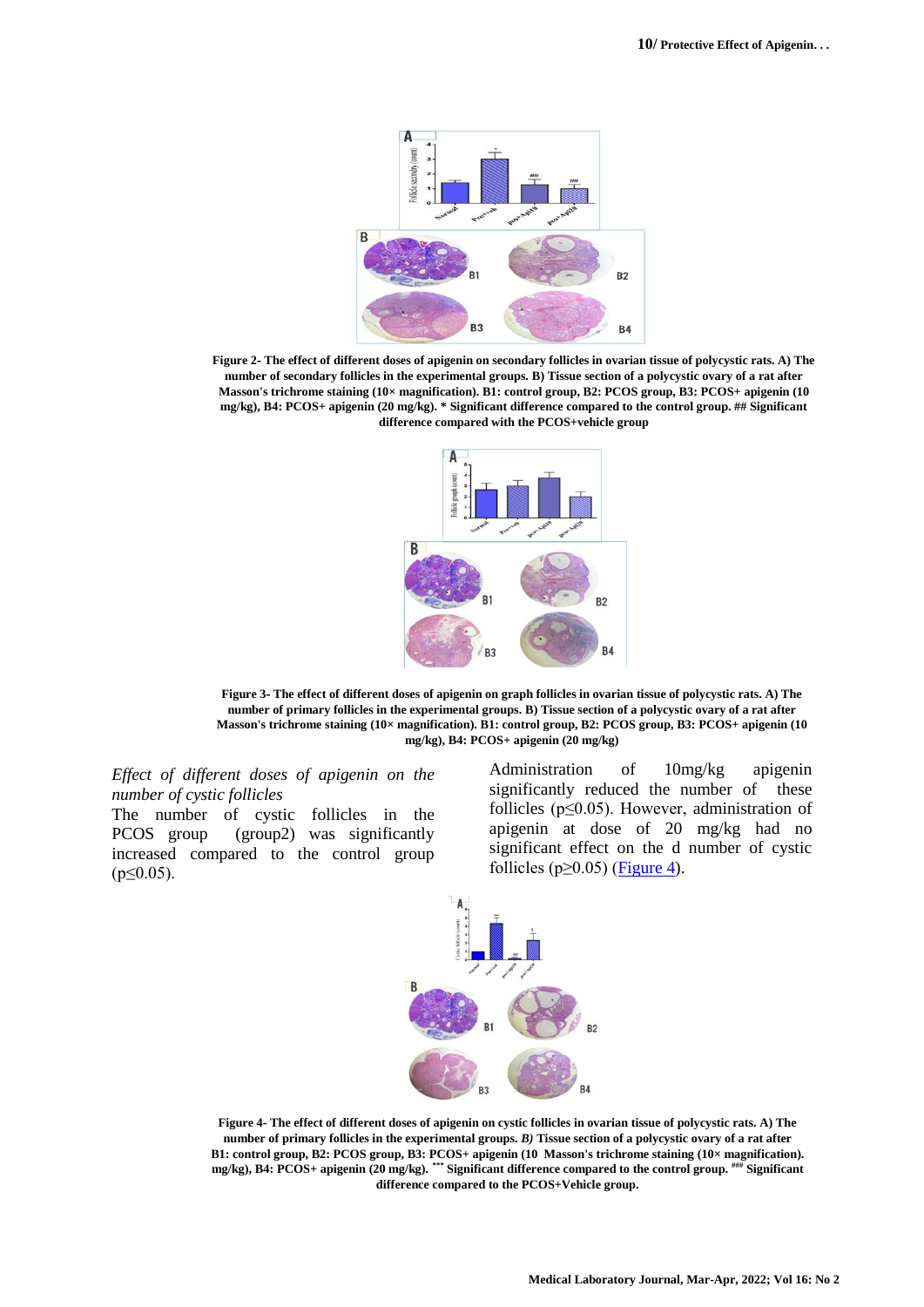Figure 2- The effect of different doses of apigenin on secondary follicles in ovarian tissue of polycystic rats. A) The number of secondary follicles in the experimental groups. B) Tissue section of a polycystic ovary of a rat after Masson's trichrome staining (10× magnification). B1: control group, B2: PCOS group, B3: PCOS+ apigenin (10 mg/kg), B4: PCOS+ apigenin (20 mg/kg). * Significant difference compared to the control group. ## Significant difference compared with the PCOS+vehicle group

Figure 3- The effect of different doses of apigenin on graph follicles in ovarian tissue of polycystic rats. A) The number of primary follicles in the experimental groups. B) Tissue section of a polycystic ovary of a rat after Masson's trichrome staining (10× magnification). B1: control group, B2: PCOS group, B3: PCOS+ apigenin (10 mg/kg), B4: PCOS+ apigenin (20 mg/kg)

*Effect of different doses of apigenin on the number of cystic follicles*

The number of cystic follicles in the PCOS group (group2) was significantly increased compared to the control group ($p \leq 0.05$). Administration of 10mg/kg apigenin significantly reduced the number of these follicles ($p \leq 0.05$). However, administration of apigenin at dose of 20 mg/kg had no significant effect on the d number of cystic follicles ($p \geq 0.05$) (Figure 4).

Figure 4- The effect of different doses of apigenin on cystic follicles in ovarian tissue of polycystic rats. A) The number of primary follicles in the experimental groups. *B)* Tissue section of a polycystic ovary of a rat after B1: control group, B2: PCOS group, B3: PCOS+ apigenin (10 Masson's trichrome staining (10× magnification). mg/kg), B4: PCOS+ apigenin (20 mg/kg). *** Significant difference compared to the control group. ### Significant difference compared to the PCOS+Vehicle group.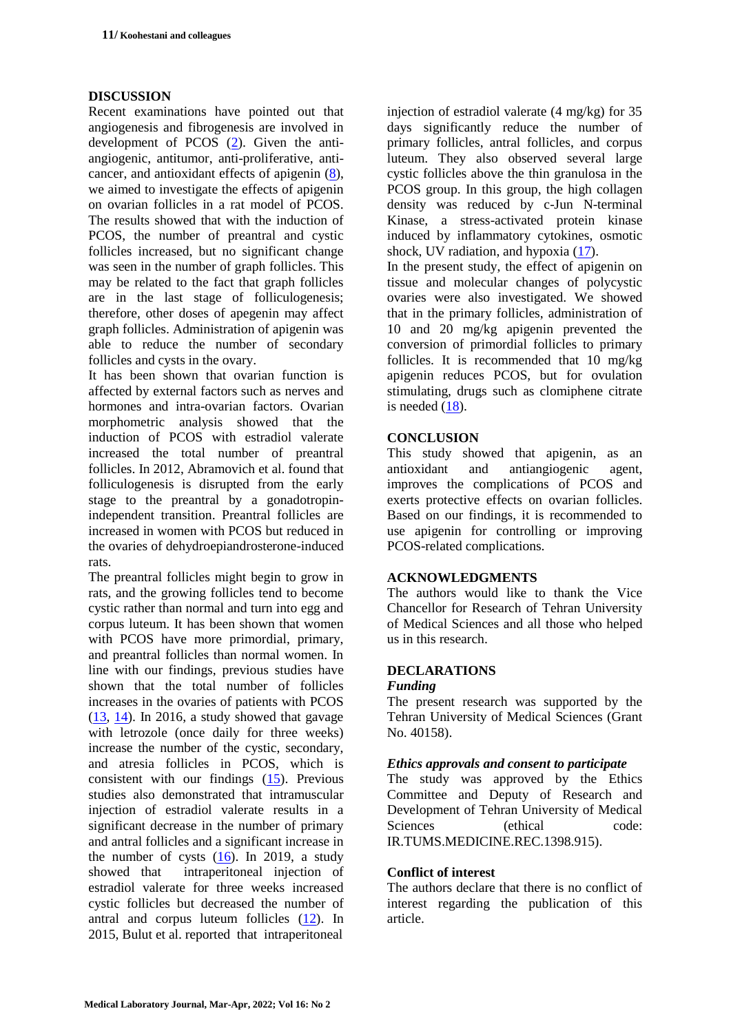## DISCUSSION

Recent examinations have pointed out that angiogenesis and fibrogenesis are involved in development of PCOS (2). Given the anti-angiogenic, antitumor, anti-proliferative, anti-cancer, and antioxidant effects of apigenin (8), we aimed to investigate the effects of apigenin on ovarian follicles in a rat model of PCOS. The results showed that with the induction of PCOS, the number of preantral and cystic follicles increased, but no significant change was seen in the number of graph follicles. This may be related to the fact that graph follicles are in the last stage of folliculogenesis; therefore, other doses of apegenin may affect graph follicles. Administration of apigenin was able to reduce the number of secondary follicles and cysts in the ovary.

It has been shown that ovarian function is affected by external factors such as nerves and hormones and intra-ovarian factors. Ovarian morphometric analysis showed that the induction of PCOS with estradiol valerate increased the total number of preantral follicles. In 2012, Abramovich et al. found that folliculogenesis is disrupted from the early stage to the preantral by a gonadotropin-independent transition. Preantral follicles are increased in women with PCOS but reduced in the ovaries of dehydroepiandrosterone-induced rats.

The preantral follicles might begin to grow in rats, and the growing follicles tend to become cystic rather than normal and turn into egg and corpus luteum. It has been shown that women with PCOS have more primordial, primary, and preantral follicles than normal women. In line with our findings, previous studies have shown that the total number of follicles increases in the ovaries of patients with PCOS (13, 14). In 2016, a study showed that gavage with letrozole (once daily for three weeks) increase the number of the cystic, secondary, and atresia follicles in PCOS, which is consistent with our findings (15). Previous studies also demonstrated that intramuscular injection of estradiol valerate results in a significant decrease in the number of primary and antral follicles and a significant increase in the number of cysts (16). In 2019, a study showed that intraperitoneal injection of estradiol valerate for three weeks increased cystic follicles but decreased the number of antral and corpus luteum follicles (12). In 2015, Bulut et al. reported that intraperitoneal injection of estradiol valerate (4 mg/kg) for 35 days significantly reduce the number of primary follicles, antral follicles, and corpus luteum. They also observed several large cystic follicles above the thin granulosa in the PCOS group. In this group, the high collagen density was reduced by c-Jun N-terminal Kinase, a stress-activated protein kinase induced by inflammatory cytokines, osmotic shock, UV radiation, and hypoxia (17).

In the present study, the effect of apigenin on tissue and molecular changes of polycystic ovaries were also investigated. We showed that in the primary follicles, administration of 10 and 20 mg/kg apigenin prevented the conversion of primordial follicles to primary follicles. It is recommended that 10 mg/kg apigenin reduces PCOS, but for ovulation stimulating, drugs such as clomiphene citrate is needed (18).

## CONCLUSION

This study showed that apigenin, as an antioxidant and antiangiogenic agent, improves the complications of PCOS and exerts protective effects on ovarian follicles. Based on our findings, it is recommended to use apigenin for controlling or improving PCOS-related complications.

## ACKNOWLEDGMENTS

The authors would like to thank the Vice Chancellor for Research of Tehran University of Medical Sciences and all those who helped us in this research.

## DECLARATIONS

### *Funding*

The present research was supported by the Tehran University of Medical Sciences (Grant No. 40158).

### *Ethics approvals and consent to participate*

The study was approved by the Ethics Committee and Deputy of Research and Development of Tehran University of Medical Sciences (ethical code: IR.TUMS.MEDICINE.REC.1398.915).

### Conflict of interest

The authors declare that there is no conflict of interest regarding the publication of this article.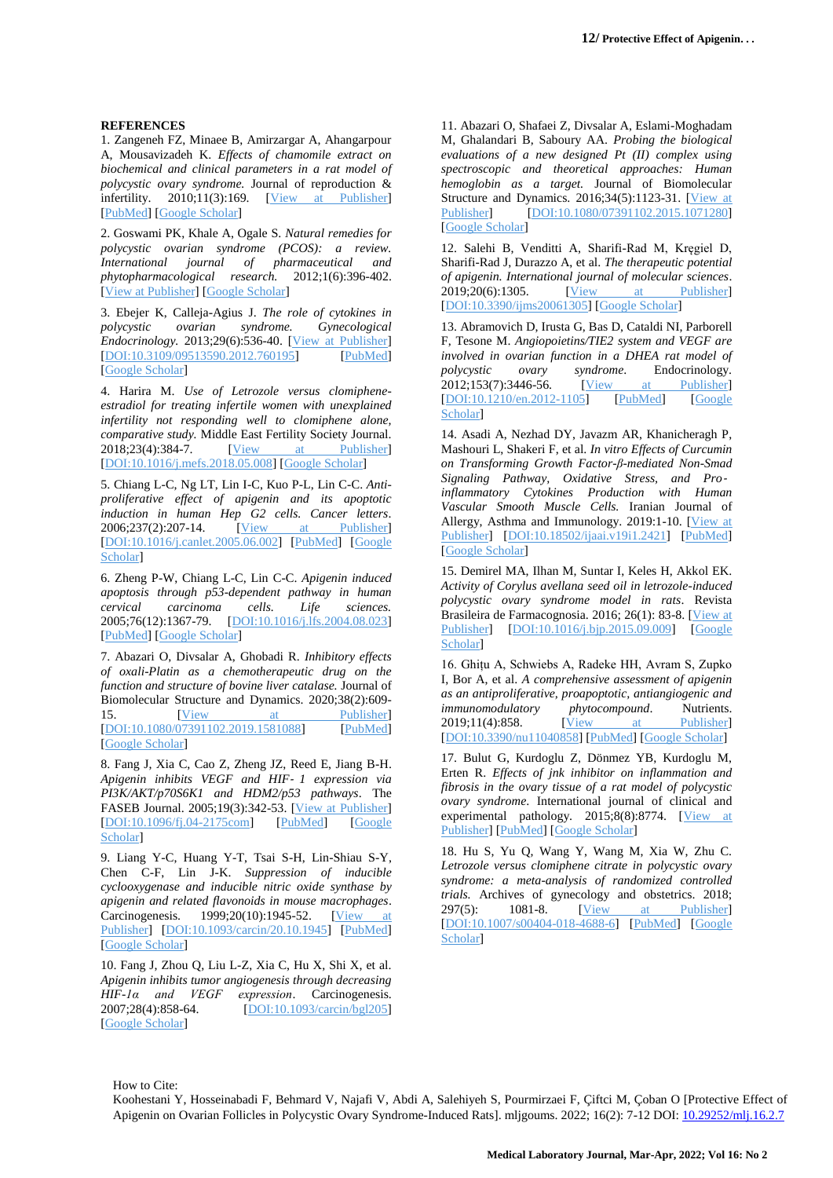## REFERENCES

1. Zangeneh FZ, Minaee B, Amirzargar A, Ahangarpour A, Mousavizadeh K. *Effects of chamomile extract on biochemical and clinical parameters in a rat model of polycystic ovary syndrome.* Journal of reproduction & infertility. 2010;11(3):169. [View at Publisher] [PubMed] [Google Scholar]

2. Goswami PK, Khale A, Ogale S. *Natural remedies for polycystic ovarian syndrome (PCOS): a review. International journal of pharmaceutical and phytopharmacological research.* 2012;1(6):396-402. [View at Publisher] [Google Scholar]

3. Ebejer K, Calleja-Agius J. *The role of cytokines in polycystic ovarian syndrome. Gynecological Endocrinology.* 2013;29(6):536-40. [View at Publisher] [DOI:10.3109/09513590.2012.760195] [PubMed] [Google Scholar]

4. Harira M. *Use of Letrozole versus clomiphene-estradiol for treating infertile women with unexplained infertility not responding well to clomiphene alone, comparative study.* Middle East Fertility Society Journal. 2018;23(4):384-7. [View at Publisher] [DOI:10.1016/j.mefs.2018.05.008] [Google Scholar]

5. Chiang L-C, Ng LT, Lin I-C, Kuo P-L, Lin C-C. *Anti-proliferative effect of apigenin and its apoptotic induction in human Hep G2 cells. Cancer letters.* 2006;237(2):207-14. [View at Publisher] [DOI:10.1016/j.canlet.2005.06.002] [PubMed] [Google Scholar]

6. Zheng P-W, Chiang L-C, Lin C-C. *Apigenin induced apoptosis through p53-dependent pathway in human cervical carcinoma cells. Life sciences.* 2005;76(12):1367-79. [DOI:10.1016/j.lfs.2004.08.023] [PubMed] [Google Scholar]

7. Abazari O, Divsalar A, Ghobadi R. *Inhibitory effects of oxali-Platin as a chemotherapeutic drug on the function and structure of bovine liver catalase.* Journal of Biomolecular Structure and Dynamics. 2020;38(2):609-15. [View at Publisher] [DOI:10.1080/07391102.2019.1581088] [PubMed] [Google Scholar]

8. Fang J, Xia C, Cao Z, Zheng JZ, Reed E, Jiang B-H. *Apigenin inhibits VEGF and HIF- 1 expression via PI3K/AKT/p70S6K1 and HDM2/p53 pathways*. The FASEB Journal. 2005;19(3):342-53. [View at Publisher] [DOI:10.1096/fj.04-2175com] [PubMed] [Google Scholar]

9. Liang Y-C, Huang Y-T, Tsai S-H, Lin-Shiau S-Y, Chen C-F, Lin J-K. *Suppression of inducible cyclooxygenase and inducible nitric oxide synthase by apigenin and related flavonoids in mouse macrophages*. Carcinogenesis. 1999;20(10):1945-52. [View at Publisher] [DOI:10.1093/carcin/20.10.1945] [PubMed] [Google Scholar]

10. Fang J, Zhou Q, Liu L-Z, Xia C, Hu X, Shi X, et al. *Apigenin inhibits tumor angiogenesis through decreasing HIF-1α and VEGF expression*. Carcinogenesis. 2007;28(4):858-64. [DOI:10.1093/carcin/bgl205] [Google Scholar]

11. Abazari O, Shafaei Z, Divsalar A, Eslami-Moghadam M, Ghalandari B, Saboury AA. *Probing the biological evaluations of a new designed Pt (II) complex using spectroscopic and theoretical approaches: Human hemoglobin as a target.* Journal of Biomolecular Structure and Dynamics. 2016;34(5):1123-31. [View at Publisher] [DOI:10.1080/07391102.2015.1071280] [Google Scholar]

12. Salehi B, Venditti A, Sharifi-Rad M, Kręgiel D, Sharifi-Rad J, Durazzo A, et al. *The therapeutic potential of apigenin. International journal of molecular sciences*. 2019;20(6):1305. [View at Publisher] [DOI:10.3390/ijms20061305] [Google Scholar]

13. Abramovich D, Irusta G, Bas D, Cataldi NI, Parborell F, Tesone M. *Angiopoietins/TIE2 system and VEGF are involved in ovarian function in a DHEA rat model of polycystic ovary syndrome.* Endocrinology. 2012;153(7):3446-56. [View at Publisher] [DOI:10.1210/en.2012-1105] [PubMed] [Google Scholar]

14. Asadi A, Nezhad DY, Javazm AR, Khanicheragh P, Mashouri L, Shakeri F, et al. *In vitro Effects of Curcumin on Transforming Growth Factor-β-mediated Non-Smad Signaling Pathway, Oxidative Stress, and Pro-inflammatory Cytokines Production with Human Vascular Smooth Muscle Cells.* Iranian Journal of Allergy, Asthma and Immunology. 2019:1-10. [View at Publisher] [DOI:10.18502/ijaai.v19i1.2421] [PubMed] [Google Scholar]

15. Demirel MA, Ilhan M, Suntar I, Keles H, Akkol EK. *Activity of Corylus avellana seed oil in letrozole-induced polycystic ovary syndrome model in rats*. Revista Brasileira de Farmacognosia. 2016; 26(1): 83-8. [View at Publisher] [DOI:10.1016/j.bjp.2015.09.009] [Google Scholar]

16. Ghițu A, Schwiebs A, Radeke HH, Avram S, Zupko I, Bor A, et al. *A comprehensive assessment of apigenin as an antiproliferative, proapoptotic, antiangiogenic and immunomodulatory phytocompound*. Nutrients. 2019;11(4):858. [View at Publisher] [DOI:10.3390/nu11040858] [PubMed] [Google Scholar]

17. Bulut G, Kurdoglu Z, Dönmez YB, Kurdoglu M, Erten R. *Effects of jnk inhibitor on inflammation and fibrosis in the ovary tissue of a rat model of polycystic ovary syndrome.* International journal of clinical and experimental pathology. 2015;8(8):8774. [View at Publisher] [PubMed] [Google Scholar]

18. Hu S, Yu Q, Wang Y, Wang M, Xia W, Zhu C. *Letrozole versus clomiphene citrate in polycystic ovary syndrome: a meta-analysis of randomized controlled trials.* Archives of gynecology and obstetrics. 2018; 297(5): 1081-8. [View at Publisher] [DOI:10.1007/s00404-018-4688-6] [PubMed] [Google Scholar]

How to Cite:
Koohestani Y, Hosseinabadi F, Behmard V, Najafi V, Abdi A, Salehiyeh S, Pourmirzaei F, Çiftci M, Çoban O [Protective Effect of Apigenin on Ovarian Follicles in Polycystic Ovary Syndrome-Induced Rats]. mljgoums. 2022; 16(2): 7-12 DOI: 10.29252/mlj.16.2.7